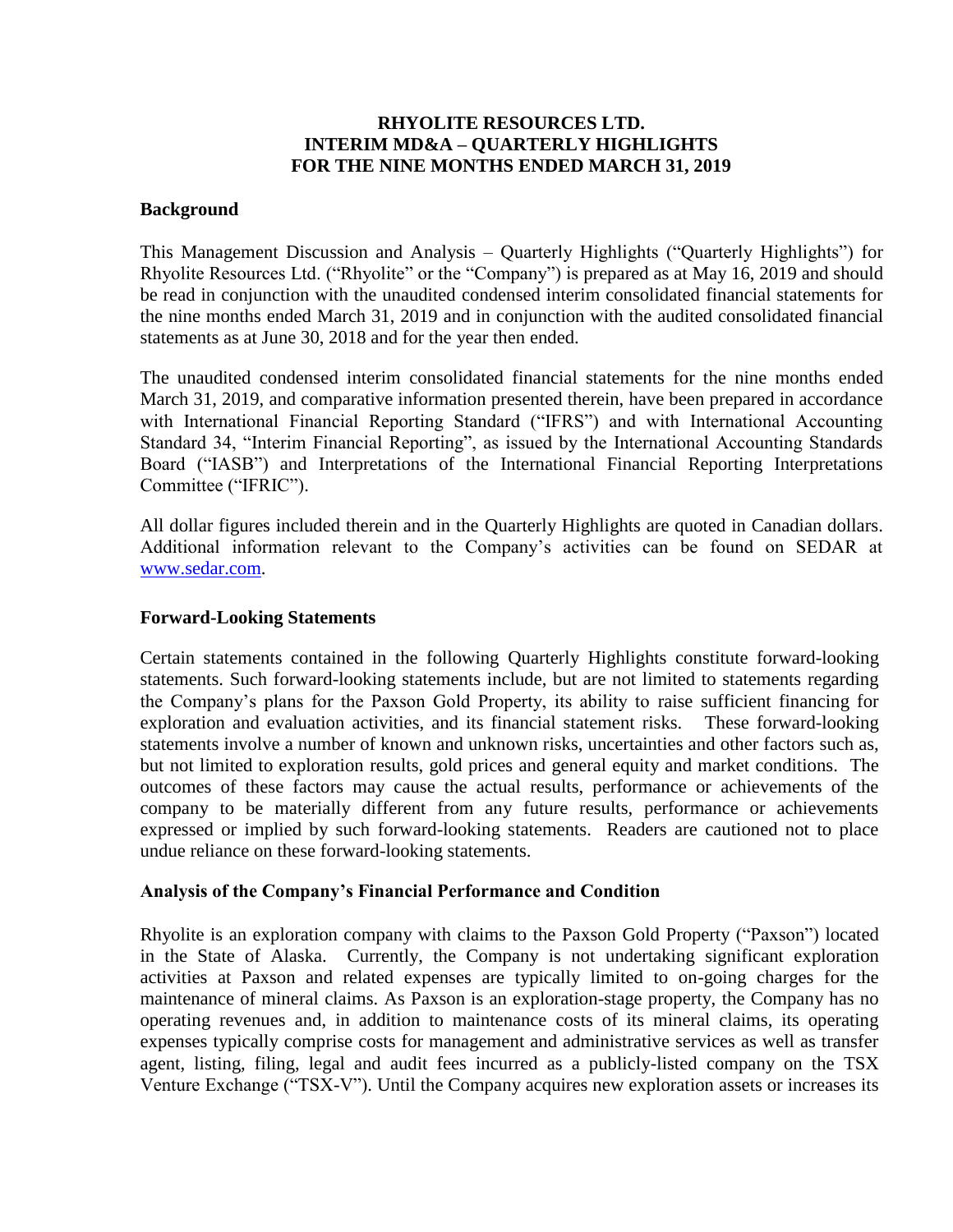# RHYOLITE RESOURCES LTD.
# INTERIM MD&A – QUARTERLY HIGHLIGHTS
# FOR THE NINE MONTHS ENDED MARCH 31, 2019

## Background

This Management Discussion and Analysis – Quarterly Highlights ("Quarterly Highlights") for Rhyolite Resources Ltd. ("Rhyolite" or the "Company") is prepared as at May 16, 2019 and should be read in conjunction with the unaudited condensed interim consolidated financial statements for the nine months ended March 31, 2019 and in conjunction with the audited consolidated financial statements as at June 30, 2018 and for the year then ended.

The unaudited condensed interim consolidated financial statements for the nine months ended March 31, 2019, and comparative information presented therein, have been prepared in accordance with International Financial Reporting Standard ("IFRS") and with International Accounting Standard 34, "Interim Financial Reporting", as issued by the International Accounting Standards Board ("IASB") and Interpretations of the International Financial Reporting Interpretations Committee ("IFRIC").

All dollar figures included therein and in the Quarterly Highlights are quoted in Canadian dollars. Additional information relevant to the Company's activities can be found on SEDAR at [www.sedar.com](http://www.sedar.com).

## Forward-Looking Statements

Certain statements contained in the following Quarterly Highlights constitute forward-looking statements. Such forward-looking statements include, but are not limited to statements regarding the Company's plans for the Paxson Gold Property, its ability to raise sufficient financing for exploration and evaluation activities, and its financial statement risks. These forward-looking statements involve a number of known and unknown risks, uncertainties and other factors such as, but not limited to exploration results, gold prices and general equity and market conditions. The outcomes of these factors may cause the actual results, performance or achievements of the company to be materially different from any future results, performance or achievements expressed or implied by such forward-looking statements. Readers are cautioned not to place undue reliance on these forward-looking statements.

## Analysis of the Company's Financial Performance and Condition

Rhyolite is an exploration company with claims to the Paxson Gold Property ("Paxson") located in the State of Alaska. Currently, the Company is not undertaking significant exploration activities at Paxson and related expenses are typically limited to on-going charges for the maintenance of mineral claims. As Paxson is an exploration-stage property, the Company has no operating revenues and, in addition to maintenance costs of its mineral claims, its operating expenses typically comprise costs for management and administrative services as well as transfer agent, listing, filing, legal and audit fees incurred as a publicly-listed company on the TSX Venture Exchange ("TSX-V"). Until the Company acquires new exploration assets or increases its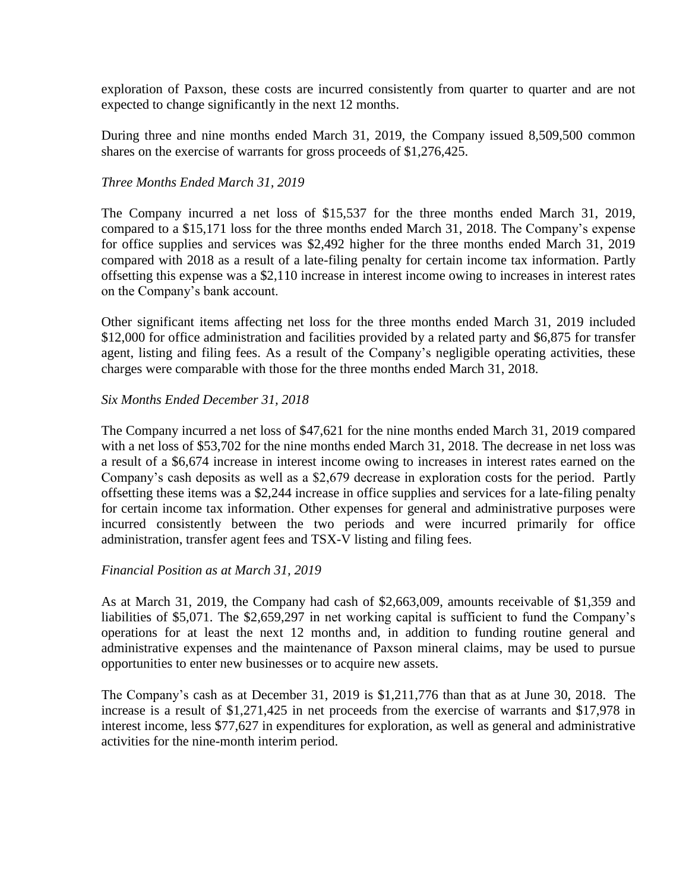exploration of Paxson, these costs are incurred consistently from quarter to quarter and are not expected to change significantly in the next 12 months.

During three and nine months ended March 31, 2019, the Company issued 8,509,500 common shares on the exercise of warrants for gross proceeds of $1,276,425.

*Three Months Ended March 31, 2019*

The Company incurred a net loss of $15,537 for the three months ended March 31, 2019, compared to a $15,171 loss for the three months ended March 31, 2018. The Company's expense for office supplies and services was $2,492 higher for the three months ended March 31, 2019 compared with 2018 as a result of a late-filing penalty for certain income tax information. Partly offsetting this expense was a $2,110 increase in interest income owing to increases in interest rates on the Company's bank account.

Other significant items affecting net loss for the three months ended March 31, 2019 included $12,000 for office administration and facilities provided by a related party and $6,875 for transfer agent, listing and filing fees. As a result of the Company's negligible operating activities, these charges were comparable with those for the three months ended March 31, 2018.

*Six Months Ended December 31, 2018*

The Company incurred a net loss of $47,621 for the nine months ended March 31, 2019 compared with a net loss of $53,702 for the nine months ended March 31, 2018. The decrease in net loss was a result of a $6,674 increase in interest income owing to increases in interest rates earned on the Company's cash deposits as well as a $2,679 decrease in exploration costs for the period. Partly offsetting these items was a $2,244 increase in office supplies and services for a late-filing penalty for certain income tax information. Other expenses for general and administrative purposes were incurred consistently between the two periods and were incurred primarily for office administration, transfer agent fees and TSX-V listing and filing fees.

*Financial Position as at March 31, 2019*

As at March 31, 2019, the Company had cash of $2,663,009, amounts receivable of $1,359 and liabilities of $5,071. The $2,659,297 in net working capital is sufficient to fund the Company's operations for at least the next 12 months and, in addition to funding routine general and administrative expenses and the maintenance of Paxson mineral claims, may be used to pursue opportunities to enter new businesses or to acquire new assets.

The Company's cash as at December 31, 2019 is $1,211,776 than that as at June 30, 2018. The increase is a result of $1,271,425 in net proceeds from the exercise of warrants and $17,978 in interest income, less $77,627 in expenditures for exploration, as well as general and administrative activities for the nine-month interim period.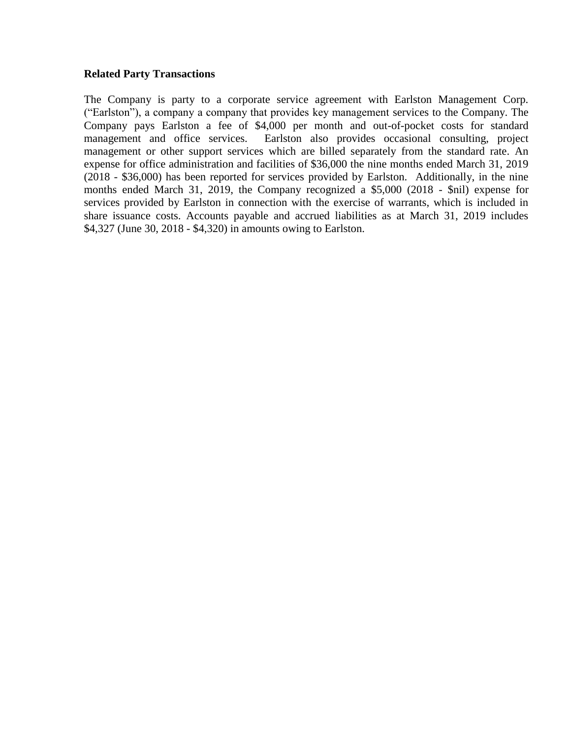**Related Party Transactions**

The Company is party to a corporate service agreement with Earlston Management Corp. ("Earlston"), a company a company that provides key management services to the Company. The Company pays Earlston a fee of $4,000 per month and out-of-pocket costs for standard management and office services. Earlston also provides occasional consulting, project management or other support services which are billed separately from the standard rate. An expense for office administration and facilities of $36,000 the nine months ended March 31, 2019 (2018 - $36,000) has been reported for services provided by Earlston. Additionally, in the nine months ended March 31, 2019, the Company recognized a $5,000 (2018 - $nil) expense for services provided by Earlston in connection with the exercise of warrants, which is included in share issuance costs. Accounts payable and accrued liabilities as at March 31, 2019 includes $4,327 (June 30, 2018 - $4,320) in amounts owing to Earlston.